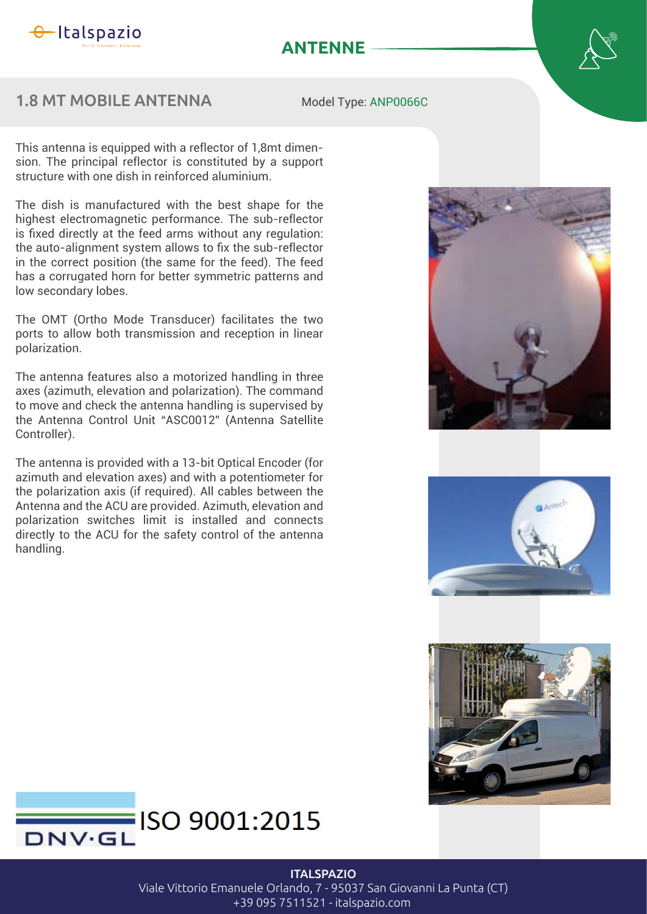# ANTENNE

## 1.8 MT MOBILE ANTENNA

Model Type: ANP0066C

This antenna is equipped with a reflector of 1,8mt dimension. The principal reflector is constituted by a support structure with one dish in reinforced aluminium.

The dish is manufactured with the best shape for the highest electromagnetic performance. The sub-reflector is fixed directly at the feed arms without any regulation: the auto-alignment system allows to fix the sub-reflector in the correct position (the same for the feed). The feed has a corrugated horn for better symmetric patterns and low secondary lobes.

The OMT (Ortho Mode Transducer) facilitates the two ports to allow both transmission and reception in linear polarization.

The antenna features also a motorized handling in three axes (azimuth, elevation and polarization). The command to move and check the antenna handling is supervised by the Antenna Control Unit "ASC0012" (Antenna Satellite Controller).

The antenna is provided with a 13-bit Optical Encoder (for azimuth and elevation axes) and with a potentiometer for the polarization axis (if required). All cables between the Antenna and the ACU are provided. Azimuth, elevation and polarization switches limit is installed and connects directly to the ACU for the safety control of the antenna handling.

DNV·GL ISO 9001:2015

**ITALSPAZIO**
Viale Vittorio Emanuele Orlando, 7 - 95037 San Giovanni La Punta (CT)
+39 095 7511521 - italspazio.com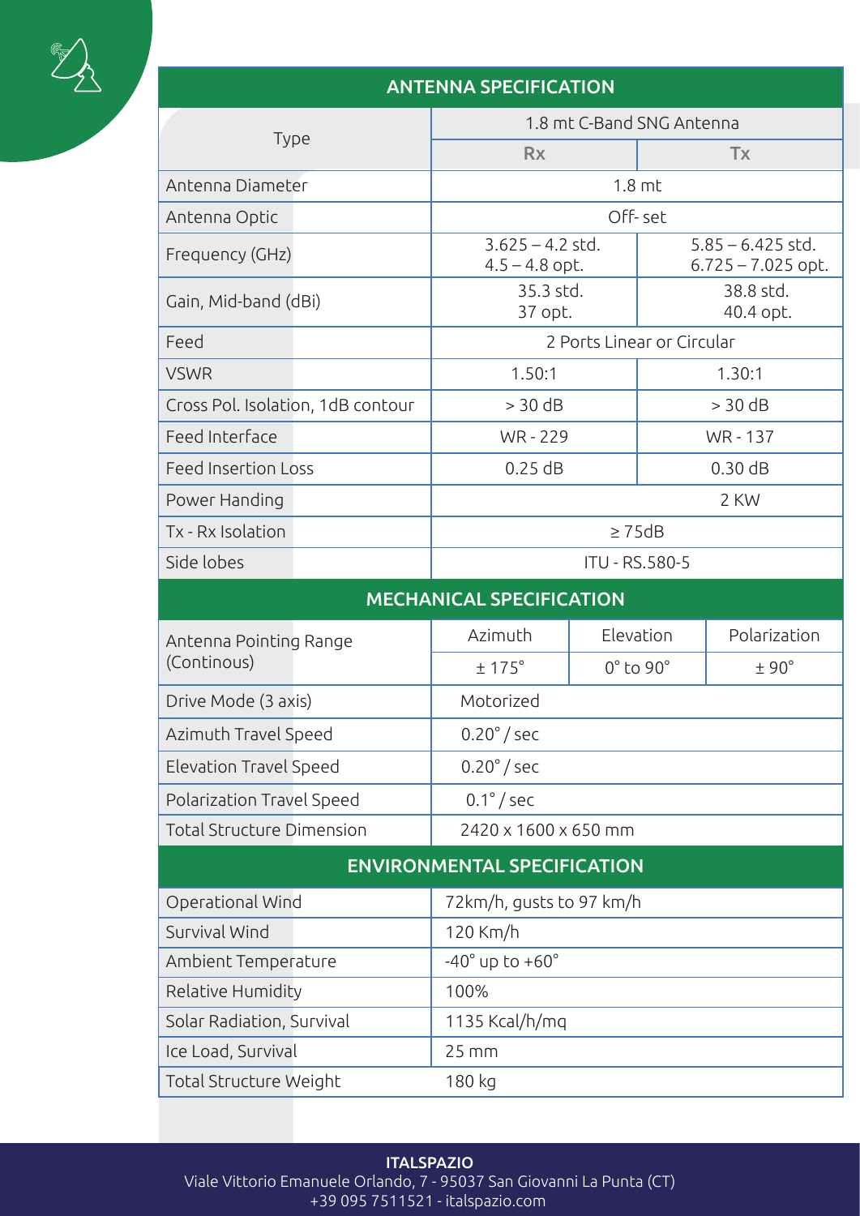## ANTENNA SPECIFICATION

| Type | 1.8 mt C-Band SNG Antenna | |
|---|---|---|
| | Rx | Tx |
| Antenna Diameter | 1.8 mt | |
| Antenna Optic | Off- set | |
| Frequency (GHz) | 3.625 – 4.2 std.<br>4.5 – 4.8 opt. | 5.85 – 6.425 std.<br>6.725 – 7.025 opt. |
| Gain, Mid-band (dBi) | 35.3 std.<br>37 opt. | 38.8 std.<br>40.4 opt. |
| Feed | 2 Ports Linear or Circular | |
| VSWR | 1.50:1 | 1.30:1 |
| Cross Pol. Isolation, 1dB contour | > 30 dB | > 30 dB |
| Feed Interface | WR - 229 | WR - 137 |
| Feed Insertion Loss | 0.25 dB | 0.30 dB |
| Power Handing | | 2 KW |
| Tx - Rx Isolation | ≥ 75dB | |
| Side lobes | ITU - RS.580-5 | |

## MECHANICAL SPECIFICATION

| Antenna Pointing Range (Continous) | Azimuth | Elevation | Polarization |
|---|---|---|---|
| | ± 175° | 0° to 90° | ± 90° |
| Drive Mode (3 axis) | Motorized | | |
| Azimuth Travel Speed | 0.20° / sec | | |
| Elevation Travel Speed | 0.20° / sec | | |
| Polarization Travel Speed | 0.1° / sec | | |
| Total Structure Dimension | 2420 x 1600 x 650 mm | | |

## ENVIRONMENTAL SPECIFICATION

| | |
|---|---|
| Operational Wind | 72km/h, gusts to 97 km/h |
| Survival Wind | 120 Km/h |
| Ambient Temperature | -40° up to +60° |
| Relative Humidity | 100% |
| Solar Radiation, Survival | 1135 Kcal/h/mq |
| Ice Load, Survival | 25 mm |
| Total Structure Weight | 180 kg |

**ITALSPAZIO**
Viale Vittorio Emanuele Orlando, 7 - 95037 San Giovanni La Punta (CT)
+39 095 7511521 - italspazio.com